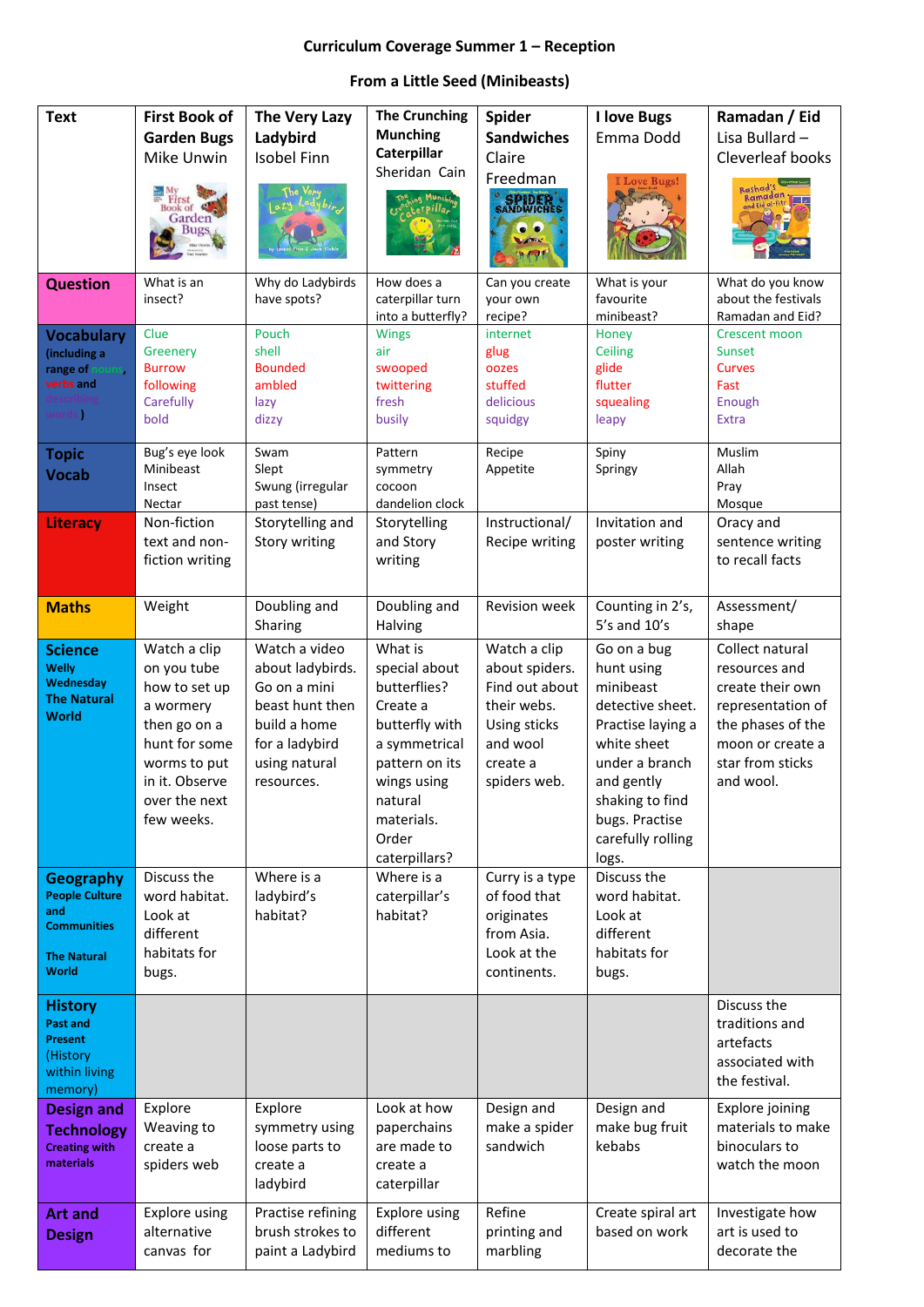**Curriculum Coverage Summer 1 – Reception**

**From a Little Seed (Minibeasts)**

| **Text** | **First Book of Garden Bugs** Mike Unwin | **The Very Lazy Ladybird** Isobel Finn | **The Crunching Munching Caterpillar** Sheridan Cain | **Spider Sandwiches** Claire Freedman | **I love Bugs** Emma Dodd | **Ramadan / Eid** Lisa Bullard – Cleverleaf books |
|---|---|---|---|---|---|---|
| **Question** | What is an insect? | Why do Ladybirds have spots? | How does a caterpillar turn into a butterfly? | Can you create your own recipe? | What is your favourite minibeast? | What do you know about the festivals Ramadan and Eid? |
| **Vocabulary** (including a range of nouns, verbs and describing words) | Clue<br>Greenery<br>Burrow<br>following<br>Carefully<br>bold | Pouch<br>shell<br>Bounded<br>ambled<br>lazy<br>dizzy | Wings<br>air<br>swooped<br>twittering<br>fresh<br>busily | internet<br>glug<br>oozes<br>stuffed<br>delicious<br>squidgy | Honey<br>Ceiling<br>glide<br>flutter<br>squealing<br>leapy | Crescent moon<br>Sunset<br>Curves<br>Fast<br>Enough<br>Extra |
| **Topic Vocab** | Bug's eye look<br>Minibeast<br>Insect<br>Nectar | Swam<br>Slept<br>Swung (irregular past tense) | Pattern<br>symmetry<br>cocoon<br>dandelion clock | Recipe<br>Appetite | Spiny<br>Springy | Muslim<br>Allah<br>Pray<br>Mosque |
| **Literacy** | Non-fiction text and non-fiction writing | Storytelling and Story writing | Storytelling and Story writing | Instructional/ Recipe writing | Invitation and poster writing | Oracy and sentence writing to recall facts |
| **Maths** | Weight | Doubling and Sharing | Doubling and Halving | Revision week | Counting in 2's, 5's and 10's | Assessment/ shape |
| **Science** Welly Wednesday The Natural World | Watch a clip on you tube how to set up a wormery then go on a hunt for some worms to put in it. Observe over the next few weeks. | Watch a video about ladybirds. Go on a mini beast hunt then build a home for a ladybird using natural resources. | What is special about butterflies? Create a butterfly with a symmetrical pattern on its wings using natural materials. Order caterpillars? | Watch a clip about spiders. Find out about their webs. Using sticks and wool create a spiders web. | Go on a bug hunt using minibeast detective sheet. Practise laying a white sheet under a branch and gently shaking to find bugs. Practise carefully rolling logs. | Collect natural resources and create their own representation of the phases of the moon or create a star from sticks and wool. |
| **Geography** People Culture and Communities The Natural World | Discuss the word habitat. Look at different habitats for bugs. | Where is a ladybird's habitat? | Where is a caterpillar's habitat? | Curry is a type of food that originates from Asia. Look at the continents. | Discuss the word habitat. Look at different habitats for bugs. | |
| **History** Past and Present (History within living memory) | | | | | | Discuss the traditions and artefacts associated with the festival. |
| **Design and Technology** Creating with materials | Explore Weaving to create a spiders web | Explore symmetry using loose parts to create a ladybird | Look at how paperchains are made to create a caterpillar | Design and make a spider sandwich | Design and make bug fruit kebabs | Explore joining materials to make binoculars to watch the moon |
| **Art and Design** | Explore using alternative canvas for | Practise refining brush strokes to paint a Ladybird | Explore using different mediums to | Refine printing and marbling | Create spiral art based on work | Investigate how art is used to decorate the |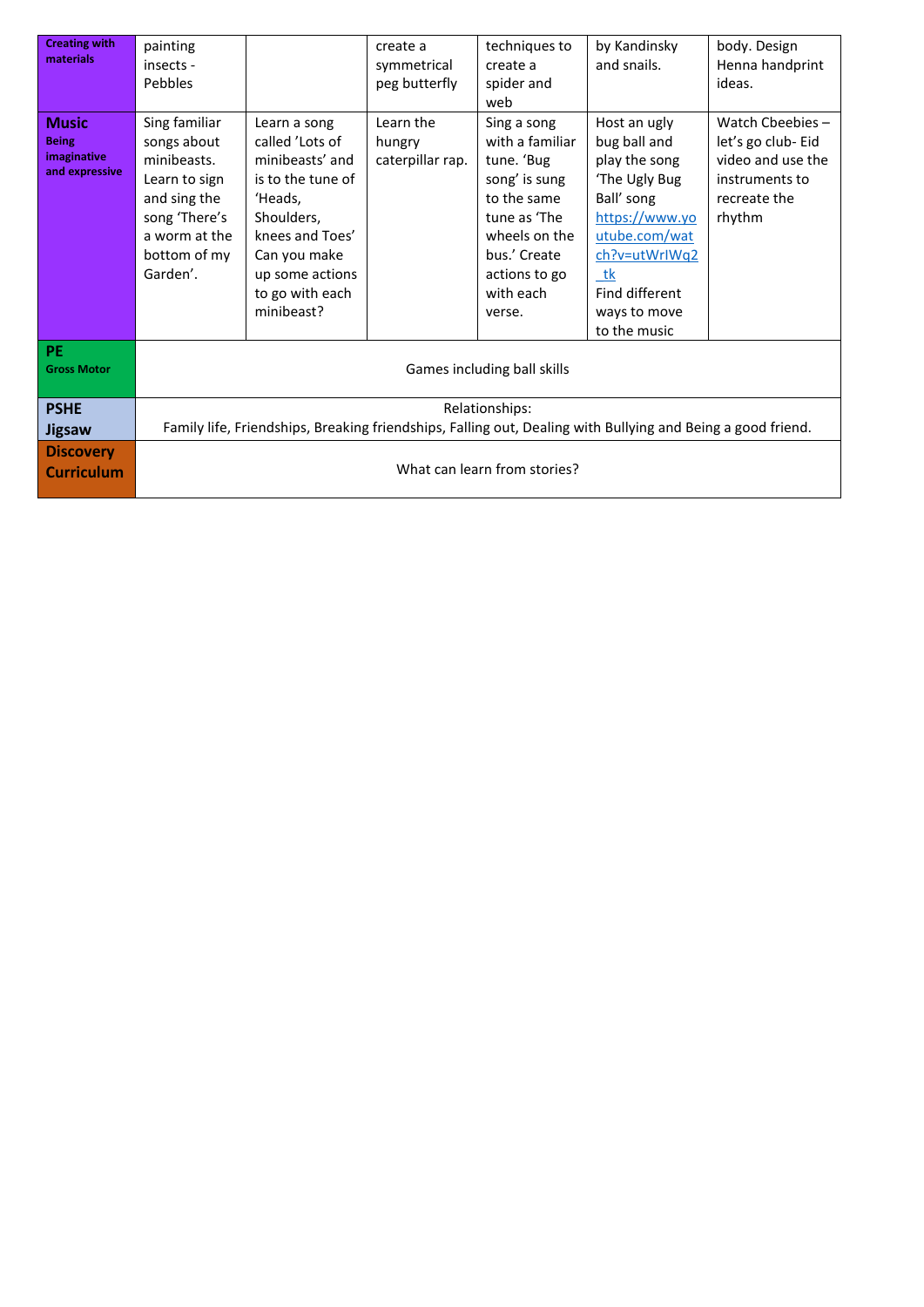| | | | | | | |
|---|---|---|---|---|---|---|
| **Creating with materials** | painting insects - Pebbles | | create a symmetrical peg butterfly | techniques to create a spider and web | by Kandinsky and snails. | body. Design Henna handprint ideas. |
| **Music** **Being imaginative and expressive** | Sing familiar songs about minibeasts. Learn to sign and sing the song 'There's a worm at the bottom of my Garden'. | Learn a song called 'Lots of minibeasts' and is to the tune of 'Heads, Shoulders, knees and Toes' Can you make up some actions to go with each minibeast? | Learn the hungry caterpillar rap. | Sing a song with a familiar tune. 'Bug song' is sung to the same tune as 'The wheels on the bus.' Create actions to go with each verse. | Host an ugly bug ball and play the song 'The Ugly Bug Ball' song https://www.youtube.com/watch?v=utWrIWq2_tk Find different ways to move to the music | Watch Cbeebies – let's go club- Eid video and use the instruments to recreate the rhythm |
| **PE** **Gross Motor** | Games including ball skills | | | | | |
| **PSHE Jigsaw** | Relationships: Family life, Friendships, Breaking friendships, Falling out, Dealing with Bullying and Being a good friend. | | | | | |
| **Discovery Curriculum** | What can learn from stories? | | | | | |